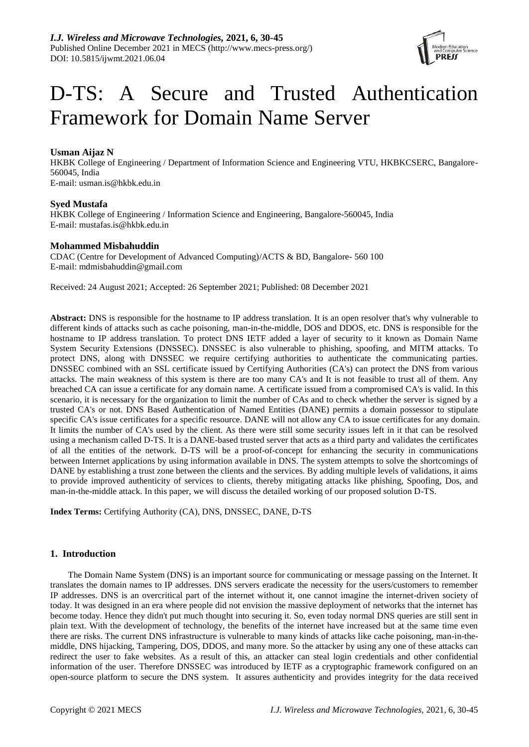# D-TS: A Secure and Trusted Authentication Framework for Domain Name Server

**Usman Aijaz N**
HKBK College of Engineering / Department of Information Science and Engineering VTU, HKBKCSERC, Bangalore-560045, India
E-mail: usman.is@hkbk.edu.in

**Syed Mustafa**
HKBK College of Engineering / Information Science and Engineering, Bangalore-560045, India
E-mail: mustafas.is@hkbk.edu.in

**Mohammed Misbahuddin**
CDAC (Centre for Development of Advanced Computing)/ACTS & BD, Bangalore- 560 100
E-mail: mdmisbahuddin@gmail.com

Received: 24 August 2021; Accepted: 26 September 2021; Published: 08 December 2021

**Abstract:** DNS is responsible for the hostname to IP address translation. It is an open resolver that's why vulnerable to different kinds of attacks such as cache poisoning, man-in-the-middle, DOS and DDOS, etc. DNS is responsible for the hostname to IP address translation. To protect DNS IETF added a layer of security to it known as Domain Name System Security Extensions (DNSSEC). DNSSEC is also vulnerable to phishing, spoofing, and MITM attacks. To protect DNS, along with DNSSEC we require certifying authorities to authenticate the communicating parties. DNSSEC combined with an SSL certificate issued by Certifying Authorities (CA's) can protect the DNS from various attacks. The main weakness of this system is there are too many CA's and It is not feasible to trust all of them. Any breached CA can issue a certificate for any domain name. A certificate issued from a compromised CA's is valid. In this scenario, it is necessary for the organization to limit the number of CAs and to check whether the server is signed by a trusted CA's or not. DNS Based Authentication of Named Entities (DANE) permits a domain possessor to stipulate specific CA's issue certificates for a specific resource. DANE will not allow any CA to issue certificates for any domain. It limits the number of CA's used by the client. As there were still some security issues left in it that can be resolved using a mechanism called D-TS. It is a DANE-based trusted server that acts as a third party and validates the certificates of all the entities of the network. D-TS will be a proof-of-concept for enhancing the security in communications between Internet applications by using information available in DNS. The system attempts to solve the shortcomings of DANE by establishing a trust zone between the clients and the services. By adding multiple levels of validations, it aims to provide improved authenticity of services to clients, thereby mitigating attacks like phishing, Spoofing, Dos, and man-in-the-middle attack. In this paper, we will discuss the detailed working of our proposed solution D-TS.

**Index Terms:** Certifying Authority (CA), DNS, DNSSEC, DANE, D-TS

## 1. Introduction

The Domain Name System (DNS) is an important source for communicating or message passing on the Internet. It translates the domain names to IP addresses. DNS servers eradicate the necessity for the users/customers to remember IP addresses. DNS is an overcritical part of the internet without it, one cannot imagine the internet-driven society of today. It was designed in an era where people did not envision the massive deployment of networks that the internet has become today. Hence they didn't put much thought into securing it. So, even today normal DNS queries are still sent in plain text. With the development of technology, the benefits of the internet have increased but at the same time even there are risks. The current DNS infrastructure is vulnerable to many kinds of attacks like cache poisoning, man-in-the-middle, DNS hijacking, Tampering, DOS, DDOS, and many more. So the attacker by using any one of these attacks can redirect the user to fake websites. As a result of this, an attacker can steal login credentials and other confidential information of the user. Therefore DNSSEC was introduced by IETF as a cryptographic framework configured on an open-source platform to secure the DNS system. It assures authenticity and provides integrity for the data received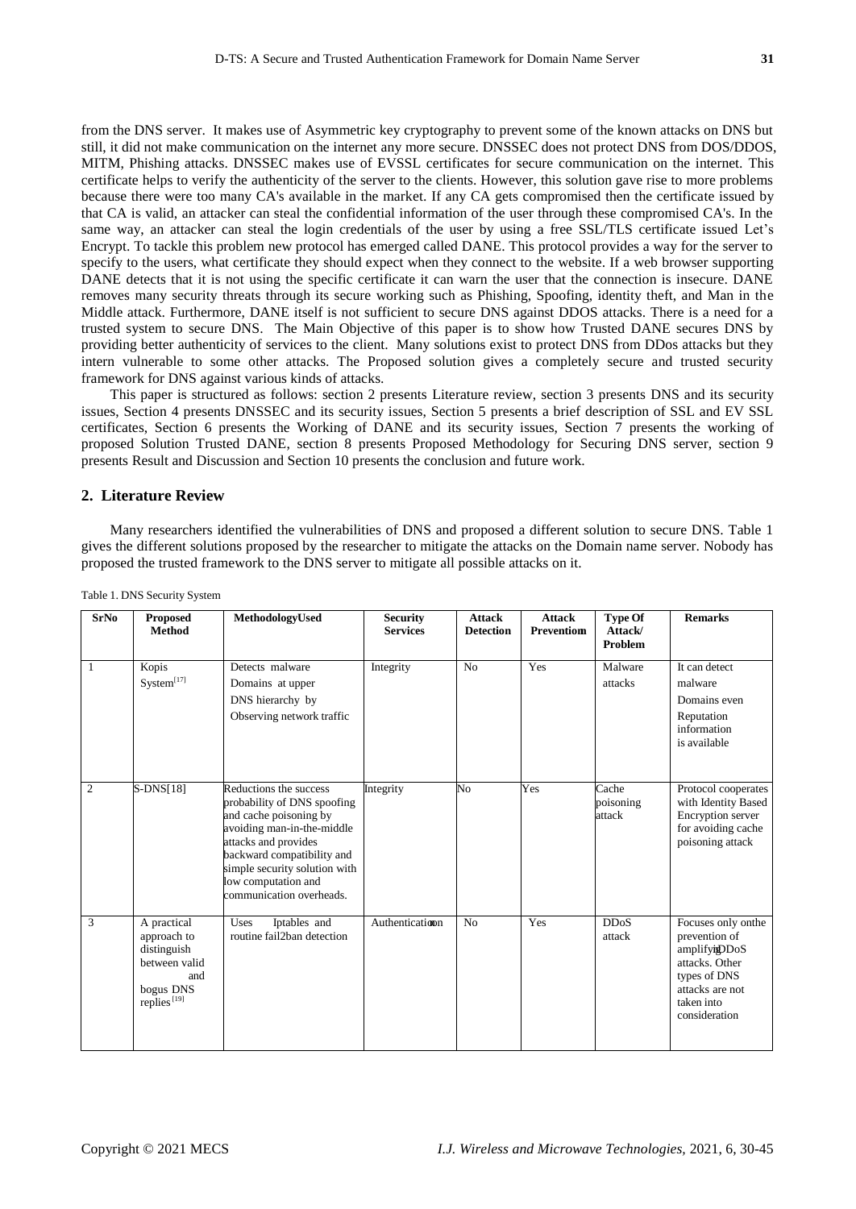from the DNS server. It makes use of Asymmetric key cryptography to prevent some of the known attacks on DNS but still, it did not make communication on the internet any more secure. DNSSEC does not protect DNS from DOS/DDOS, MITM, Phishing attacks. DNSSEC makes use of EVSSL certificates for secure communication on the internet. This certificate helps to verify the authenticity of the server to the clients. However, this solution gave rise to more problems because there were too many CA's available in the market. If any CA gets compromised then the certificate issued by that CA is valid, an attacker can steal the confidential information of the user through these compromised CA's. In the same way, an attacker can steal the login credentials of the user by using a free SSL/TLS certificate issued Let's Encrypt. To tackle this problem new protocol has emerged called DANE. This protocol provides a way for the server to specify to the users, what certificate they should expect when they connect to the website. If a web browser supporting DANE detects that it is not using the specific certificate it can warn the user that the connection is insecure. DANE removes many security threats through its secure working such as Phishing, Spoofing, identity theft, and Man in the Middle attack. Furthermore, DANE itself is not sufficient to secure DNS against DDOS attacks. There is a need for a trusted system to secure DNS. The Main Objective of this paper is to show how Trusted DANE secures DNS by providing better authenticity of services to the client. Many solutions exist to protect DNS from DDos attacks but they intern vulnerable to some other attacks. The Proposed solution gives a completely secure and trusted security framework for DNS against various kinds of attacks.

This paper is structured as follows: section 2 presents Literature review, section 3 presents DNS and its security issues, Section 4 presents DNSSEC and its security issues, Section 5 presents a brief description of SSL and EV SSL certificates, Section 6 presents the Working of DANE and its security issues, Section 7 presents the working of proposed Solution Trusted DANE, section 8 presents Proposed Methodology for Securing DNS server, section 9 presents Result and Discussion and Section 10 presents the conclusion and future work.

## 2. Literature Review

Many researchers identified the vulnerabilities of DNS and proposed a different solution to secure DNS. Table 1 gives the different solutions proposed by the researcher to mitigate the attacks on the Domain name server. Nobody has proposed the trusted framework to the DNS server to mitigate all possible attacks on it.

Table 1. DNS Security System

| SrNo | Proposed Method | MethodologyUsed | Security Services | Attack Detection | Attack Preventiom | Type Of Attack/ Problem | Remarks |
|---|---|---|---|---|---|---|---|
| 1 | Kopis System[17] | Detects malware Domains at upper DNS hierarchy by Observing network traffic | Integrity | No | Yes | Malware attacks | It can detect malware Domains even Reputation information is available |
| 2 | S-DNS[18] | Reductions the success probability of DNS spoofing and cache poisoning by avoiding man-in-the-middle attacks and provides backward compatibility and simple security solution with low computation and communication overheads. | Integrity | No | Yes | Cache poisoning attack | Protocol cooperates with Identity Based Encryption server for avoiding cache poisoning attack |
| 3 | A practical approach to distinguish between valid and bogus DNS replies[19] | Uses Iptables and routine fail2ban detection | Authentication | No | Yes | DDoS attack | Focuses only onthe prevention of amplifyingDDoS attacks. Other types of DNS attacks are not taken into consideration |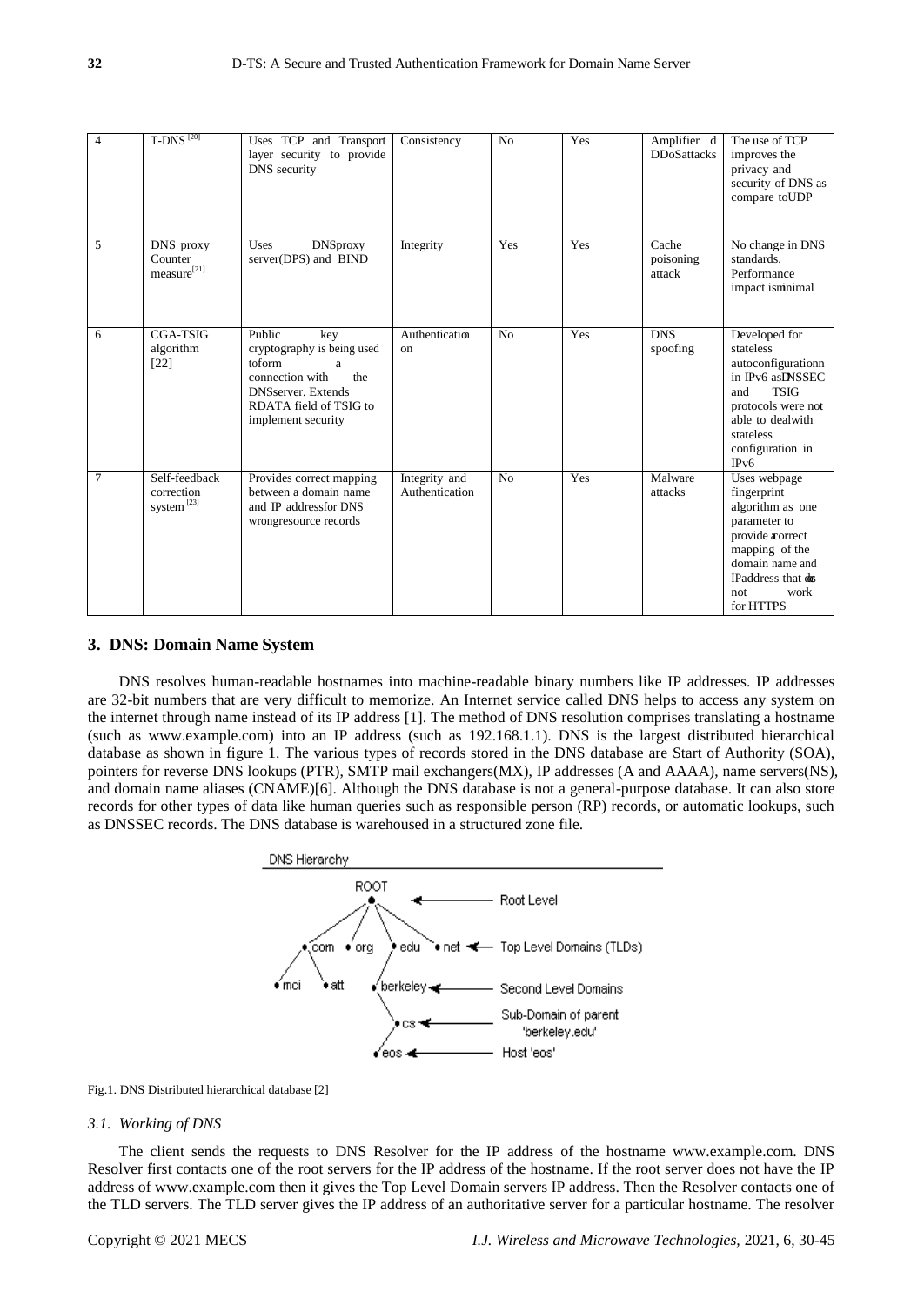| 4 | T-DNS [20] | Uses TCP and Transport layer security to provide DNS security | Consistency | No | Yes | Amplifier d DDoSattacks | The use of TCP improves the privacy and security of DNS as compare toUDP |
|---|---|---|---|---|---|---|---|
| 5 | DNS proxy Counter measure[21] | Uses DNSproxy server(DPS) and BIND | Integrity | Yes | Yes | Cache poisoning attack | No change in DNS standards. Performance impact isminimal |
| 6 | CGA-TSIG algorithm [22] | Public key cryptography is being used toform a connection with the DNSserver. Extends RDATA field of TSIG to implement security | Authentication | No | Yes | DNS spoofing | Developed for stateless autoconfigurationn in IPv6 asDNSSEC and TSIG protocols were not able to dealwith stateless configuration in IPv6 |
| 7 | Self-feedback correction system [23] | Provides correct mapping between a domain name and IP addressfor DNS wrongresource records | Integrity and Authentication | No | Yes | Malware attacks | Uses webpage fingerprint algorithm as one parameter to provide acorrect mapping of the domain name and IPaddress that does not work for HTTPS |

## 3. DNS: Domain Name System

DNS resolves human-readable hostnames into machine-readable binary numbers like IP addresses. IP addresses are 32-bit numbers that are very difficult to memorize. An Internet service called DNS helps to access any system on the internet through name instead of its IP address [1]. The method of DNS resolution comprises translating a hostname (such as www.example.com) into an IP address (such as 192.168.1.1). DNS is the largest distributed hierarchical database as shown in figure 1. The various types of records stored in the DNS database are Start of Authority (SOA), pointers for reverse DNS lookups (PTR), SMTP mail exchangers(MX), IP addresses (A and AAAA), name servers(NS), and domain name aliases (CNAME)[6]. Although the DNS database is not a general-purpose database. It can also store records for other types of data like human queries such as responsible person (RP) records, or automatic lookups, such as DNSSEC records. The DNS database is warehoused in a structured zone file.

Fig.1. DNS Distributed hierarchical database [2]

### 3.1. Working of DNS

The client sends the requests to DNS Resolver for the IP address of the hostname www.example.com. DNS Resolver first contacts one of the root servers for the IP address of the hostname. If the root server does not have the IP address of www.example.com then it gives the Top Level Domain servers IP address. Then the Resolver contacts one of the TLD servers. The TLD server gives the IP address of an authoritative server for a particular hostname. The resolver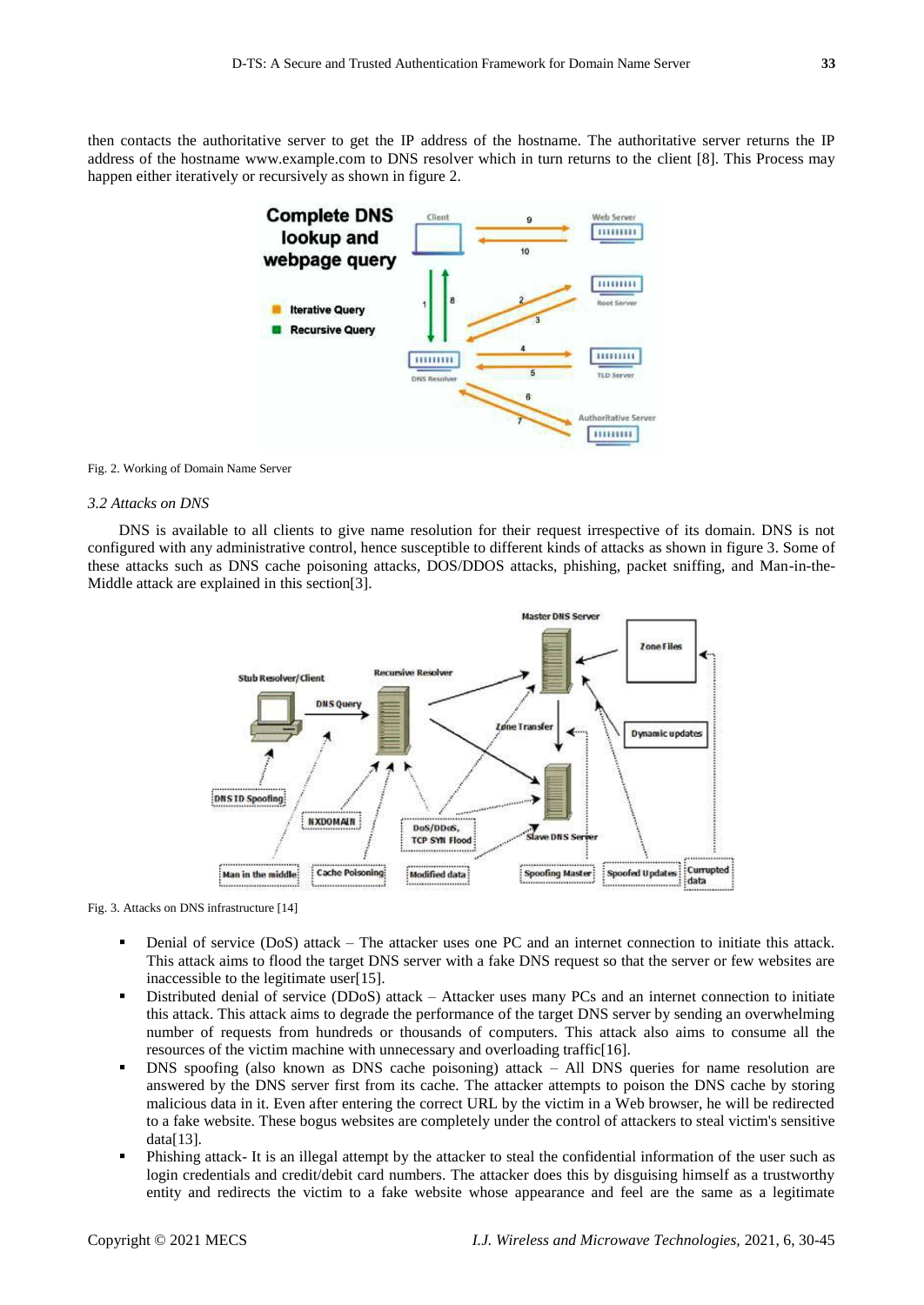then contacts the authoritative server to get the IP address of the hostname. The authoritative server returns the IP address of the hostname www.example.com to DNS resolver which in turn returns to the client [8]. This Process may happen either iteratively or recursively as shown in figure 2.

Fig. 2. Working of Domain Name Server

### 3.2 Attacks on DNS

DNS is available to all clients to give name resolution for their request irrespective of its domain. DNS is not configured with any administrative control, hence susceptible to different kinds of attacks as shown in figure 3. Some of these attacks such as DNS cache poisoning attacks, DOS/DDOS attacks, phishing, packet sniffing, and Man-in-the-Middle attack are explained in this section[3].

Fig. 3. Attacks on DNS infrastructure [14]

- Denial of service (DoS) attack – The attacker uses one PC and an internet connection to initiate this attack. This attack aims to flood the target DNS server with a fake DNS request so that the server or few websites are inaccessible to the legitimate user[15].
- Distributed denial of service (DDoS) attack – Attacker uses many PCs and an internet connection to initiate this attack. This attack aims to degrade the performance of the target DNS server by sending an overwhelming number of requests from hundreds or thousands of computers. This attack also aims to consume all the resources of the victim machine with unnecessary and overloading traffic[16].
- DNS spoofing (also known as DNS cache poisoning) attack – All DNS queries for name resolution are answered by the DNS server first from its cache. The attacker attempts to poison the DNS cache by storing malicious data in it. Even after entering the correct URL by the victim in a Web browser, he will be redirected to a fake website. These bogus websites are completely under the control of attackers to steal victim's sensitive data[13].
- Phishing attack- It is an illegal attempt by the attacker to steal the confidential information of the user such as login credentials and credit/debit card numbers. The attacker does this by disguising himself as a trustworthy entity and redirects the victim to a fake website whose appearance and feel are the same as a legitimate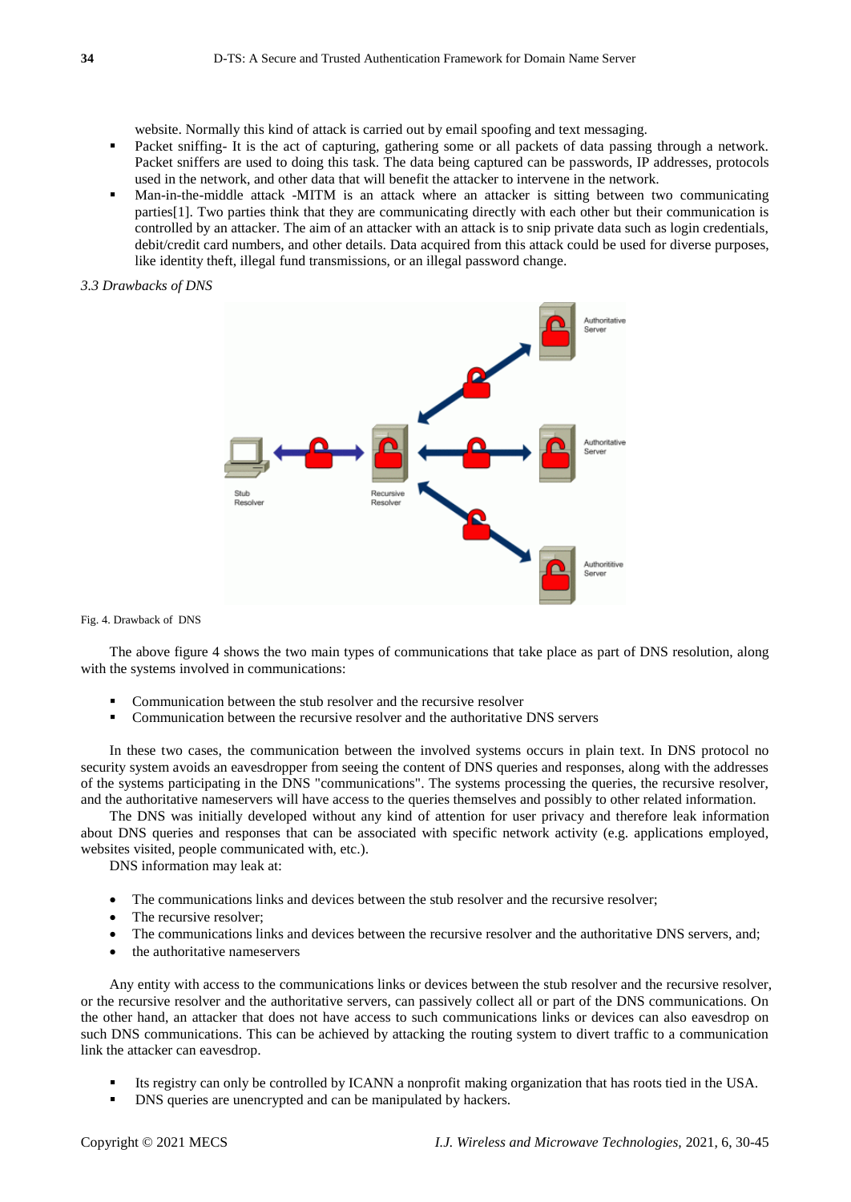website. Normally this kind of attack is carried out by email spoofing and text messaging.

- Packet sniffing- It is the act of capturing, gathering some or all packets of data passing through a network. Packet sniffers are used to doing this task. The data being captured can be passwords, IP addresses, protocols used in the network, and other data that will benefit the attacker to intervene in the network.
- Man-in-the-middle attack -MITM is an attack where an attacker is sitting between two communicating parties[1]. Two parties think that they are communicating directly with each other but their communication is controlled by an attacker. The aim of an attacker with an attack is to snip private data such as login credentials, debit/credit card numbers, and other details. Data acquired from this attack could be used for diverse purposes, like identity theft, illegal fund transmissions, or an illegal password change.

*3.3 Drawbacks of DNS*

Fig. 4. Drawback of DNS

The above figure 4 shows the two main types of communications that take place as part of DNS resolution, along with the systems involved in communications:

- Communication between the stub resolver and the recursive resolver
- Communication between the recursive resolver and the authoritative DNS servers

In these two cases, the communication between the involved systems occurs in plain text. In DNS protocol no security system avoids an eavesdropper from seeing the content of DNS queries and responses, along with the addresses of the systems participating in the DNS "communications". The systems processing the queries, the recursive resolver, and the authoritative nameservers will have access to the queries themselves and possibly to other related information.

The DNS was initially developed without any kind of attention for user privacy and therefore leak information about DNS queries and responses that can be associated with specific network activity (e.g. applications employed, websites visited, people communicated with, etc.).

DNS information may leak at:

- The communications links and devices between the stub resolver and the recursive resolver;
- The recursive resolver;
- The communications links and devices between the recursive resolver and the authoritative DNS servers, and;
- the authoritative nameservers

Any entity with access to the communications links or devices between the stub resolver and the recursive resolver, or the recursive resolver and the authoritative servers, can passively collect all or part of the DNS communications. On the other hand, an attacker that does not have access to such communications links or devices can also eavesdrop on such DNS communications. This can be achieved by attacking the routing system to divert traffic to a communication link the attacker can eavesdrop.

- Its registry can only be controlled by ICANN a nonprofit making organization that has roots tied in the USA.
- DNS queries are unencrypted and can be manipulated by hackers.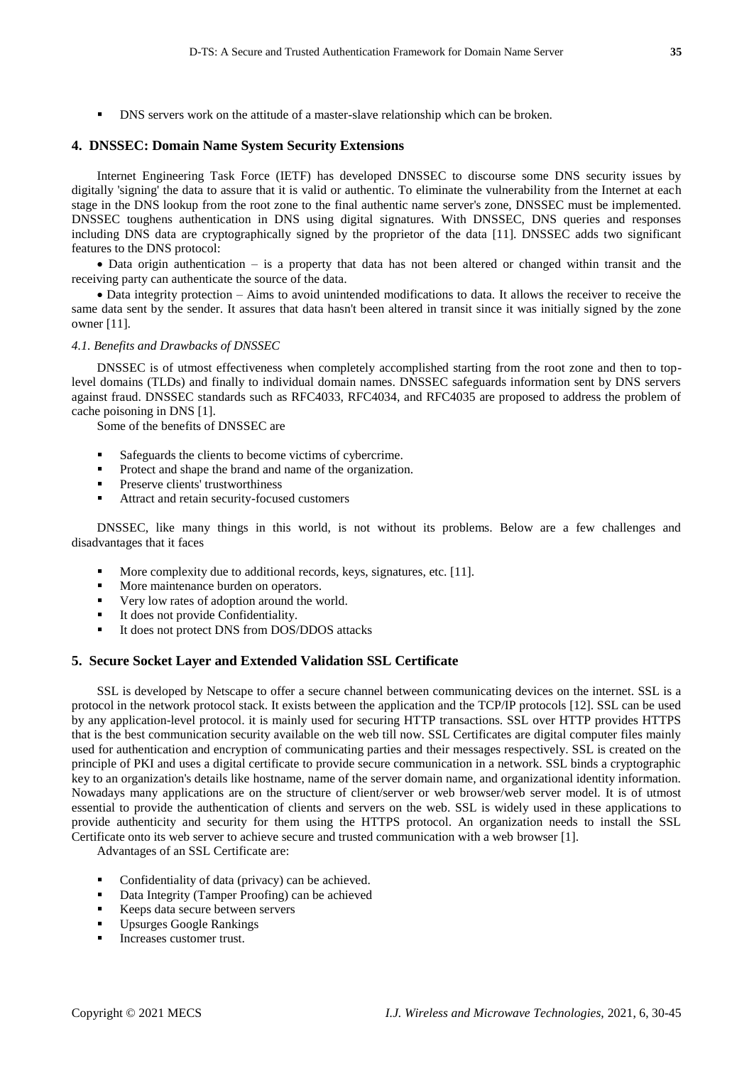- DNS servers work on the attitude of a master-slave relationship which can be broken.

## 4. DNSSEC: Domain Name System Security Extensions

Internet Engineering Task Force (IETF) has developed DNSSEC to discourse some DNS security issues by digitally 'signing' the data to assure that it is valid or authentic. To eliminate the vulnerability from the Internet at each stage in the DNS lookup from the root zone to the final authentic name server's zone, DNSSEC must be implemented. DNSSEC toughens authentication in DNS using digital signatures. With DNSSEC, DNS queries and responses including DNS data are cryptographically signed by the proprietor of the data [11]. DNSSEC adds two significant features to the DNS protocol:

- Data origin authentication – is a property that data has not been altered or changed within transit and the receiving party can authenticate the source of the data.
- Data integrity protection – Aims to avoid unintended modifications to data. It allows the receiver to receive the same data sent by the sender. It assures that data hasn't been altered in transit since it was initially signed by the zone owner [11].

### *4.1. Benefits and Drawbacks of DNSSEC*

DNSSEC is of utmost effectiveness when completely accomplished starting from the root zone and then to top-level domains (TLDs) and finally to individual domain names. DNSSEC safeguards information sent by DNS servers against fraud. DNSSEC standards such as RFC4033, RFC4034, and RFC4035 are proposed to address the problem of cache poisoning in DNS [1].

Some of the benefits of DNSSEC are

- Safeguards the clients to become victims of cybercrime.
- Protect and shape the brand and name of the organization.
- Preserve clients' trustworthiness
- Attract and retain security-focused customers

DNSSEC, like many things in this world, is not without its problems. Below are a few challenges and disadvantages that it faces

- More complexity due to additional records, keys, signatures, etc. [11].
- More maintenance burden on operators.
- Very low rates of adoption around the world.
- It does not provide Confidentiality.
- It does not protect DNS from DOS/DDOS attacks

## 5. Secure Socket Layer and Extended Validation SSL Certificate

SSL is developed by Netscape to offer a secure channel between communicating devices on the internet. SSL is a protocol in the network protocol stack. It exists between the application and the TCP/IP protocols [12]. SSL can be used by any application-level protocol. it is mainly used for securing HTTP transactions. SSL over HTTP provides HTTPS that is the best communication security available on the web till now. SSL Certificates are digital computer files mainly used for authentication and encryption of communicating parties and their messages respectively. SSL is created on the principle of PKI and uses a digital certificate to provide secure communication in a network. SSL binds a cryptographic key to an organization's details like hostname, name of the server domain name, and organizational identity information. Nowadays many applications are on the structure of client/server or web browser/web server model. It is of utmost essential to provide the authentication of clients and servers on the web. SSL is widely used in these applications to provide authenticity and security for them using the HTTPS protocol. An organization needs to install the SSL Certificate onto its web server to achieve secure and trusted communication with a web browser [1].

Advantages of an SSL Certificate are:

- Confidentiality of data (privacy) can be achieved.
- Data Integrity (Tamper Proofing) can be achieved
- Keeps data secure between servers
- Upsurges Google Rankings
- Increases customer trust.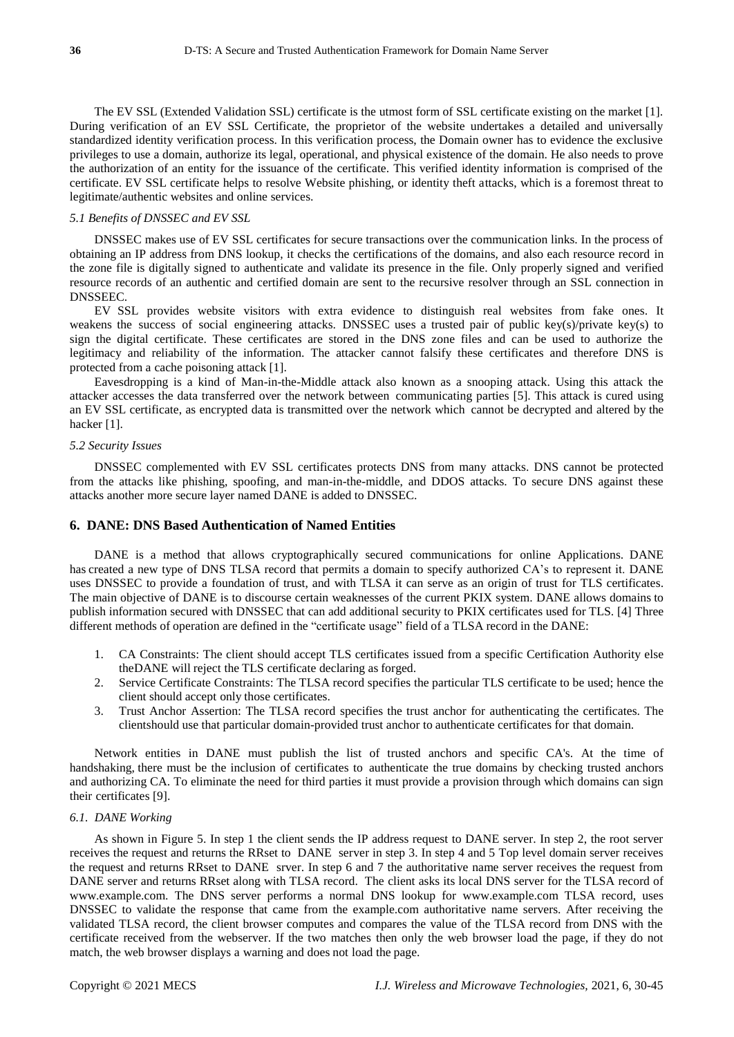The EV SSL (Extended Validation SSL) certificate is the utmost form of SSL certificate existing on the market [1]. During verification of an EV SSL Certificate, the proprietor of the website undertakes a detailed and universally standardized identity verification process. In this verification process, the Domain owner has to evidence the exclusive privileges to use a domain, authorize its legal, operational, and physical existence of the domain. He also needs to prove the authorization of an entity for the issuance of the certificate. This verified identity information is comprised of the certificate. EV SSL certificate helps to resolve Website phishing, or identity theft attacks, which is a foremost threat to legitimate/authentic websites and online services.

### *5.1 Benefits of DNSSEC and EV SSL*

DNSSEC makes use of EV SSL certificates for secure transactions over the communication links. In the process of obtaining an IP address from DNS lookup, it checks the certifications of the domains, and also each resource record in the zone file is digitally signed to authenticate and validate its presence in the file. Only properly signed and verified resource records of an authentic and certified domain are sent to the recursive resolver through an SSL connection in DNSSEEC.

EV SSL provides website visitors with extra evidence to distinguish real websites from fake ones. It weakens the success of social engineering attacks. DNSSEC uses a trusted pair of public key(s)/private key(s) to sign the digital certificate. These certificates are stored in the DNS zone files and can be used to authorize the legitimacy and reliability of the information. The attacker cannot falsify these certificates and therefore DNS is protected from a cache poisoning attack [1].

Eavesdropping is a kind of Man-in-the-Middle attack also known as a snooping attack. Using this attack the attacker accesses the data transferred over the network between communicating parties [5]. This attack is cured using an EV SSL certificate, as encrypted data is transmitted over the network which cannot be decrypted and altered by the hacker [1].

### *5.2 Security Issues*

DNSSEC complemented with EV SSL certificates protects DNS from many attacks. DNS cannot be protected from the attacks like phishing, spoofing, and man-in-the-middle, and DDOS attacks. To secure DNS against these attacks another more secure layer named DANE is added to DNSSEC.

## 6. DANE: DNS Based Authentication of Named Entities

DANE is a method that allows cryptographically secured communications for online Applications. DANE has created a new type of DNS TLSA record that permits a domain to specify authorized CA's to represent it. DANE uses DNSSEC to provide a foundation of trust, and with TLSA it can serve as an origin of trust for TLS certificates. The main objective of DANE is to discourse certain weaknesses of the current PKIX system. DANE allows domains to publish information secured with DNSSEC that can add additional security to PKIX certificates used for TLS. [4] Three different methods of operation are defined in the "certificate usage" field of a TLSA record in the DANE:

1. CA Constraints: The client should accept TLS certificates issued from a specific Certification Authority else theDANE will reject the TLS certificate declaring as forged.
2. Service Certificate Constraints: The TLSA record specifies the particular TLS certificate to be used; hence the client should accept only those certificates.
3. Trust Anchor Assertion: The TLSA record specifies the trust anchor for authenticating the certificates. The clientshould use that particular domain-provided trust anchor to authenticate certificates for that domain.

Network entities in DANE must publish the list of trusted anchors and specific CA's. At the time of handshaking, there must be the inclusion of certificates to authenticate the true domains by checking trusted anchors and authorizing CA. To eliminate the need for third parties it must provide a provision through which domains can sign their certificates [9].

### *6.1. DANE Working*

As shown in Figure 5. In step 1 the client sends the IP address request to DANE server. In step 2, the root server receives the request and returns the RRset to DANE server in step 3. In step 4 and 5 Top level domain server receives the request and returns RRset to DANE srver. In step 6 and 7 the authoritative name server receives the request from DANE server and returns RRset along with TLSA record. The client asks its local DNS server for the TLSA record of www.example.com. The DNS server performs a normal DNS lookup for www.example.com TLSA record, uses DNSSEC to validate the response that came from the example.com authoritative name servers. After receiving the validated TLSA record, the client browser computes and compares the value of the TLSA record from DNS with the certificate received from the webserver. If the two matches then only the web browser load the page, if they do not match, the web browser displays a warning and does not load the page.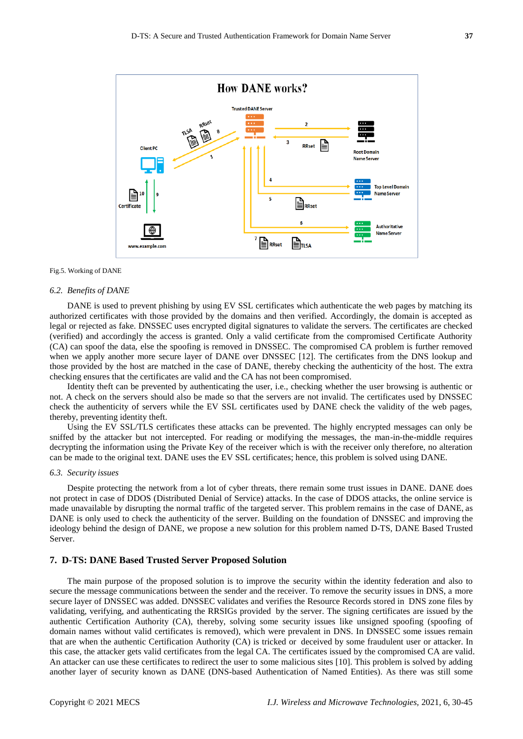Fig.5. Working of DANE

### 6.2. *Benefits of DANE*

DANE is used to prevent phishing by using EV SSL certificates which authenticate the web pages by matching its authorized certificates with those provided by the domains and then verified. Accordingly, the domain is accepted as legal or rejected as fake. DNSSEC uses encrypted digital signatures to validate the servers. The certificates are checked (verified) and accordingly the access is granted. Only a valid certificate from the compromised Certificate Authority (CA) can spoof the data, else the spoofing is removed in DNSSEC. The compromised CA problem is further removed when we apply another more secure layer of DANE over DNSSEC [12]. The certificates from the DNS lookup and those provided by the host are matched in the case of DANE, thereby checking the authenticity of the host. The extra checking ensures that the certificates are valid and the CA has not been compromised.

Identity theft can be prevented by authenticating the user, i.e., checking whether the user browsing is authentic or not. A check on the servers should also be made so that the servers are not invalid. The certificates used by DNSSEC check the authenticity of servers while the EV SSL certificates used by DANE check the validity of the web pages, thereby, preventing identity theft.

Using the EV SSL/TLS certificates these attacks can be prevented. The highly encrypted messages can only be sniffed by the attacker but not intercepted. For reading or modifying the messages, the man-in-the-middle requires decrypting the information using the Private Key of the receiver which is with the receiver only therefore, no alteration can be made to the original text. DANE uses the EV SSL certificates; hence, this problem is solved using DANE.

### 6.3. *Security issues*

Despite protecting the network from a lot of cyber threats, there remain some trust issues in DANE. DANE does not protect in case of DDOS (Distributed Denial of Service) attacks. In the case of DDOS attacks, the online service is made unavailable by disrupting the normal traffic of the targeted server. This problem remains in the case of DANE, as DANE is only used to check the authenticity of the server. Building on the foundation of DNSSEC and improving the ideology behind the design of DANE, we propose a new solution for this problem named D-TS, DANE Based Trusted Server.

## 7. D-TS: DANE Based Trusted Server Proposed Solution

The main purpose of the proposed solution is to improve the security within the identity federation and also to secure the message communications between the sender and the receiver. To remove the security issues in DNS, a more secure layer of DNSSEC was added. DNSSEC validates and verifies the Resource Records stored in DNS zone files by validating, verifying, and authenticating the RRSIGs provided by the server. The signing certificates are issued by the authentic Certification Authority (CA), thereby, solving some security issues like unsigned spoofing (spoofing of domain names without valid certificates is removed), which were prevalent in DNS. In DNSSEC some issues remain that are when the authentic Certification Authority (CA) is tricked or deceived by some fraudulent user or attacker. In this case, the attacker gets valid certificates from the legal CA. The certificates issued by the compromised CA are valid. An attacker can use these certificates to redirect the user to some malicious sites [10]. This problem is solved by adding another layer of security known as DANE (DNS-based Authentication of Named Entities). As there was still some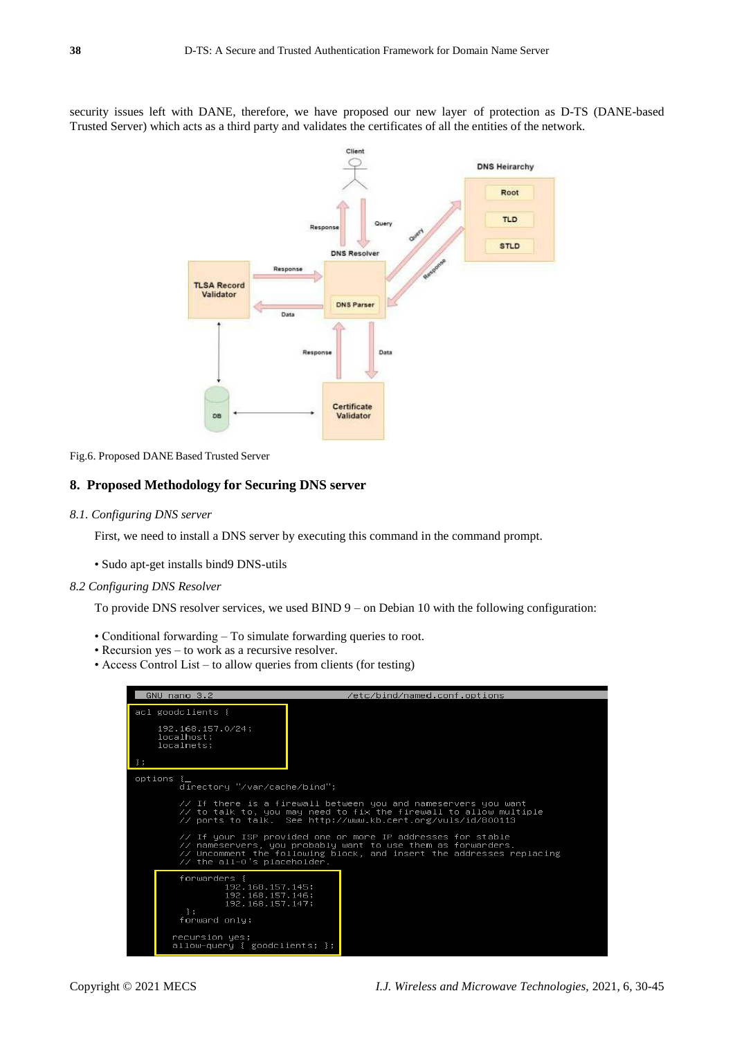security issues left with DANE, therefore, we have proposed our new layer of protection as D-TS (DANE-based Trusted Server) which acts as a third party and validates the certificates of all the entities of the network.

Fig.6. Proposed DANE Based Trusted Server

## 8. Proposed Methodology for Securing DNS server

### *8.1. Configuring DNS server*

First, we need to install a DNS server by executing this command in the command prompt.

- Sudo apt-get installs bind9 DNS-utils

### *8.2 Configuring DNS Resolver*

To provide DNS resolver services, we used BIND 9 – on Debian 10 with the following configuration:

- Conditional forwarding – To simulate forwarding queries to root.
- Recursion yes – to work as a recursive resolver.
- Access Control List – to allow queries from clients (for testing)

```
  GNU nano 3.2                          /etc/bind/named.conf.options

acl goodclients {

     192.168.157.0/24;
     localhost;
     localnets;

};

options {
        directory "/var/cache/bind";

        // If there is a firewall between you and nameservers you want
        // to talk to, you may need to fix the firewall to allow multiple
        // ports to talk.  See http://www.kb.cert.org/vuls/id/800113

        // If your ISP provided one or more IP addresses for stable
        // nameservers, you probably want to use them as forwarders.
        // Uncomment the following block, and insert the addresses replacing
        // the all-0's placeholder.

        forwarders {
                192.168.157.145;
                192.168.157.146;
                192.168.157.147;
         };
        forward only;

       recursion yes;
       allow-query { goodclients; };
```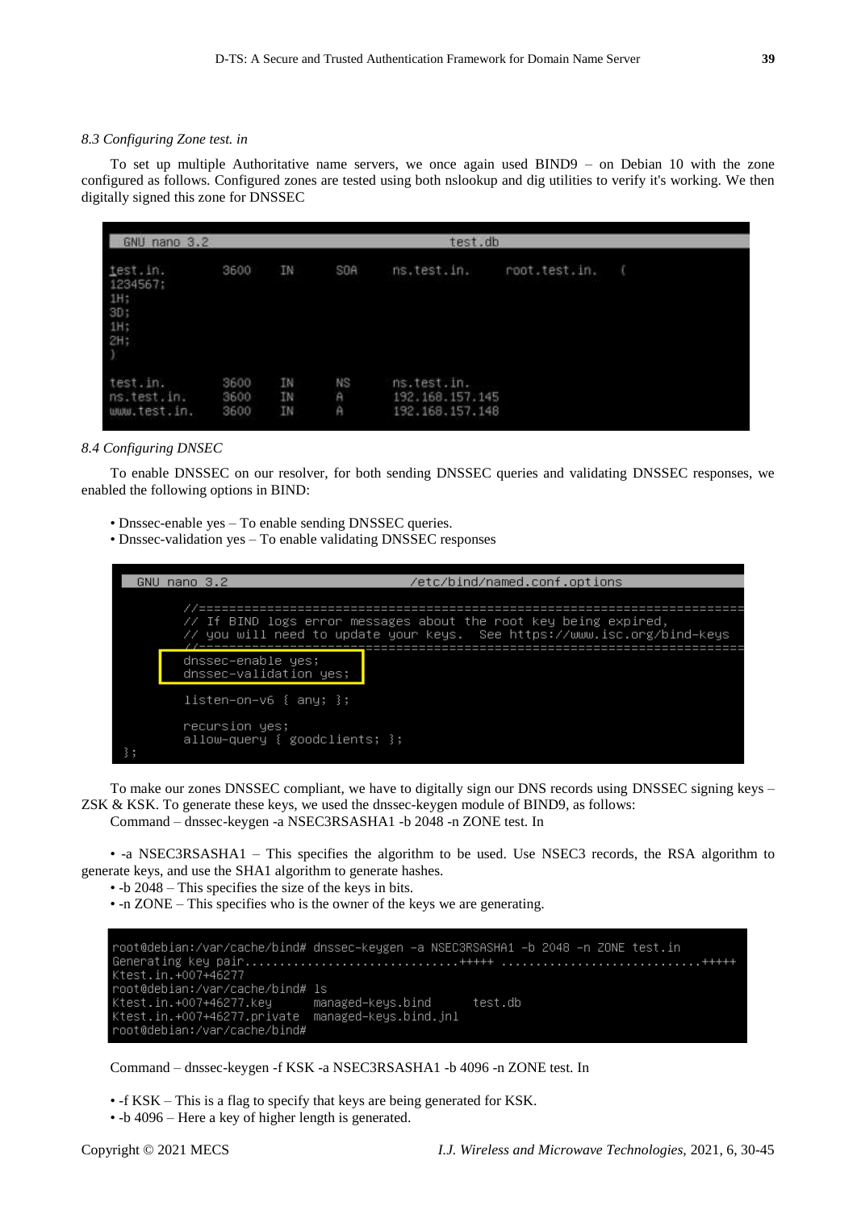*8.3 Configuring Zone test. in*

To set up multiple Authoritative name servers, we once again used BIND9 – on Debian 10 with the zone configured as follows. Configured zones are tested using both nslookup and dig utilities to verify it's working. We then digitally signed this zone for DNSSEC

```
GNU nano 3.2                                   test.db

test.in.      3600    IN     SOA    ns.test.in.    root.test.in.   (
1234567;
1H;
3D;
1H;
2H;
)

test.in.      3600    IN     NS     ns.test.in.
ns.test.in.   3600    IN     A      192.168.157.145
www.test.in.  3600    IN     A      192.168.157.148
```

*8.4 Configuring DNSEC*

To enable DNSSEC on our resolver, for both sending DNSSEC queries and validating DNSSEC responses, we enabled the following options in BIND:

- Dnssec-enable yes – To enable sending DNSSEC queries.
- Dnssec-validation yes – To enable validating DNSSEC responses

```
GNU nano 3.2                          /etc/bind/named.conf.options

        //========================================================================
        // If BIND logs error messages about the root key being expired,
        // you will need to update your keys.  See https://www.isc.org/bind-keys
        //========================================================================
        dnssec-enable yes;
        dnssec-validation yes;

        listen-on-v6 { any; };

        recursion yes;
        allow-query { goodclients; };
};
```

To make our zones DNSSEC compliant, we have to digitally sign our DNS records using DNSSEC signing keys – ZSK & KSK. To generate these keys, we used the dnssec-keygen module of BIND9, as follows:

Command – dnssec-keygen -a NSEC3RSASHA1 -b 2048 -n ZONE test. In

- -a NSEC3RSASHA1 – This specifies the algorithm to be used. Use NSEC3 records, the RSA algorithm to generate keys, and use the SHA1 algorithm to generate hashes.
- -b 2048 – This specifies the size of the keys in bits.
- -n ZONE – This specifies who is the owner of the keys we are generating.

```
root@debian:/var/cache/bind# dnssec-keygen -a NSEC3RSASHA1 -b 2048 -n ZONE test.in
Generating key pair..............................+++++ .............................+++++
Ktest.in.+007+46277
root@debian:/var/cache/bind# ls
Ktest.in.+007+46277.key      managed-keys.bind      test.db
Ktest.in.+007+46277.private  managed-keys.bind.jnl
root@debian:/var/cache/bind#
```

Command – dnssec-keygen -f KSK -a NSEC3RSASHA1 -b 4096 -n ZONE test. In

- -f KSK – This is a flag to specify that keys are being generated for KSK.
- -b 4096 – Here a key of higher length is generated.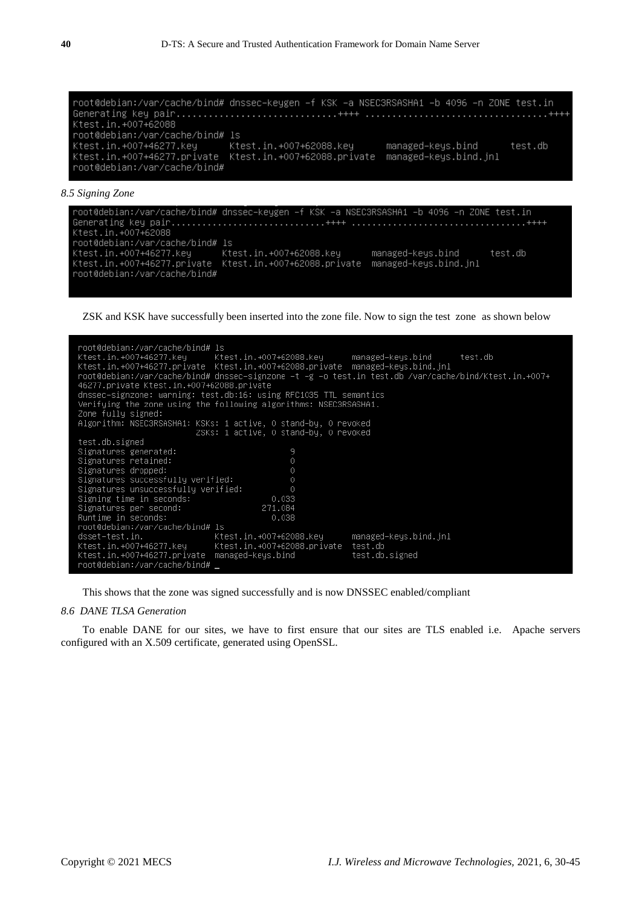```
root@debian:/var/cache/bind# dnssec-keygen -f KSK -a NSEC3RSASHA1 -b 4096 -n ZONE test.in
Generating key pair.............................++++ ..................................++++
Ktest.in.+007+62088
root@debian:/var/cache/bind# ls
Ktest.in.+007+46277.key      Ktest.in.+007+62088.key      managed-keys.bind      test.db
Ktest.in.+007+46277.private  Ktest.in.+007+62088.private  managed-keys.bind.jnl
root@debian:/var/cache/bind#
```

*8.5 Signing Zone*

```
root@debian:/var/cache/bind# dnssec-keygen -f KSK -a NSEC3RSASHA1 -b 4096 -n ZONE test.in
Generating key pair.............................++++ .................................++++
Ktest.in.+007+62088
root@debian:/var/cache/bind# ls
Ktest.in.+007+46277.key      Ktest.in.+007+62088.key      managed-keys.bind      test.db
Ktest.in.+007+46277.private  Ktest.in.+007+62088.private  managed-keys.bind.jnl
root@debian:/var/cache/bind#
```

ZSK and KSK have successfully been inserted into the zone file. Now to sign the test zone as shown below

```
root@debian:/var/cache/bind# ls
Ktest.in.+007+46277.key      Ktest.in.+007+62088.key      managed-keys.bind      test.db
Ktest.in.+007+46277.private  Ktest.in.+007+62088.private  managed-keys.bind.jnl
root@debian:/var/cache/bind# dnssec-signzone -t -g -o test.in test.db /var/cache/bind/Ktest.in.+007+
46277.private Ktest.in.+007+62088.private
dnssec-signzone: warning: test.db:16: using RFC1035 TTL semantics
Verifying the zone using the following algorithms: NSEC3RSASHA1.
Zone fully signed:
Algorithm: NSEC3RSASHA1: KSKs: 1 active, 0 stand-by, 0 revoked
                         ZSKs: 1 active, 0 stand-by, 0 revoked
test.db.signed
Signatures generated:                        9
Signatures retained:                         0
Signatures dropped:                          0
Signatures successfully verified:            0
Signatures unsuccessfully verified:          0
Signing time in seconds:                 0.033
Signatures per second:                 271.084
Runtime in seconds:                      0.038
root@debian:/var/cache/bind# ls
dsset-test.in.               Ktest.in.+007+62088.key      managed-keys.bind.jnl
Ktest.in.+007+46277.key      Ktest.in.+007+62088.private  test.db
Ktest.in.+007+46277.private  managed-keys.bind            test.db.signed
root@debian:/var/cache/bind# _
```

This shows that the zone was signed successfully and is now DNSSEC enabled/compliant

*8.6 DANE TLSA Generation*

To enable DANE for our sites, we have to first ensure that our sites are TLS enabled i.e. Apache servers configured with an X.509 certificate, generated using OpenSSL.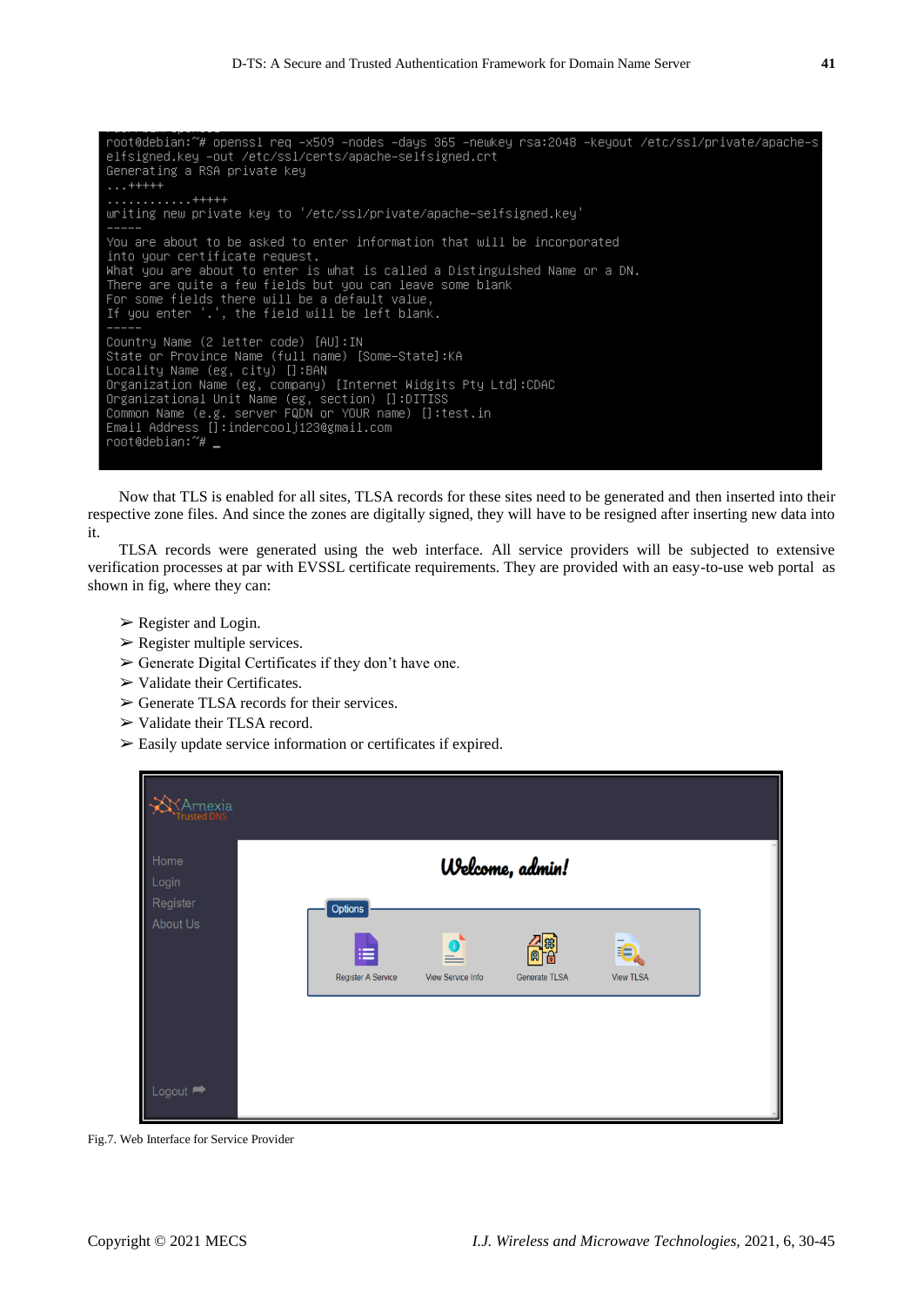```
root@debian:~# openssl req -x509 -nodes -days 365 -newkey rsa:2048 -keyout /etc/ssl/private/apache-selfsigned.key -out /etc/ssl/certs/apache-selfsigned.crt
Generating a RSA private key
...+++++
............+++++
writing new private key to '/etc/ssl/private/apache-selfsigned.key'
-----
You are about to be asked to enter information that will be incorporated
into your certificate request.
What you are about to enter is what is called a Distinguished Name or a DN.
There are quite a few fields but you can leave some blank
For some fields there will be a default value,
If you enter '.', the field will be left blank.
-----
Country Name (2 letter code) [AU]:IN
State or Province Name (full name) [Some-State]:KA
Locality Name (eg, city) []:BAN
Organization Name (eg, company) [Internet Widgits Pty Ltd]:CDAC
Organizational Unit Name (eg, section) []:DITISS
Common Name (e.g. server FQDN or YOUR name) []:test.in
Email Address []:indercoolj123@gmail.com
root@debian:~# _
```

Now that TLS is enabled for all sites, TLSA records for these sites need to be generated and then inserted into their respective zone files. And since the zones are digitally signed, they will have to be resigned after inserting new data into it.

TLSA records were generated using the web interface. All service providers will be subjected to extensive verification processes at par with EVSSL certificate requirements. They are provided with an easy-to-use web portal as shown in fig, where they can:

- ➢ Register and Login.
- ➢ Register multiple services.
- ➢ Generate Digital Certificates if they don't have one.
- ➢ Validate their Certificates.
- ➢ Generate TLSA records for their services.
- ➢ Validate their TLSA record.
- ➢ Easily update service information or certificates if expired.

Fig.7. Web Interface for Service Provider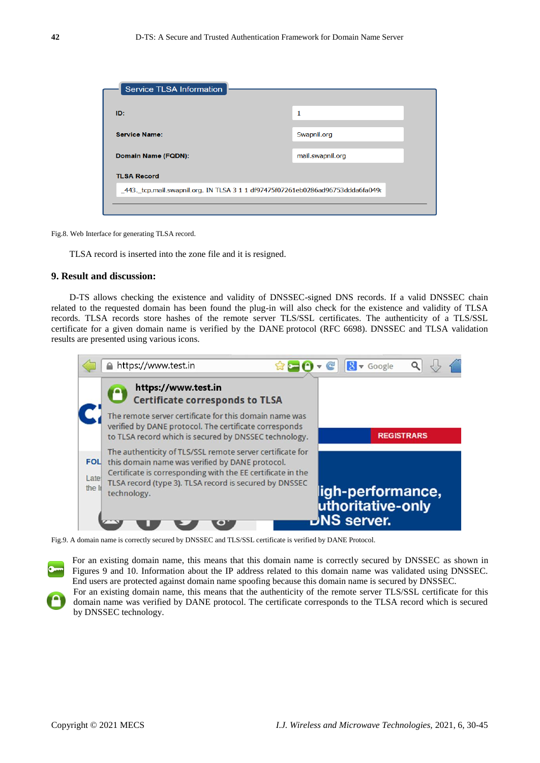Fig.8. Web Interface for generating TLSA record.

TLSA record is inserted into the zone file and it is resigned.

## 9. Result and discussion:

D-TS allows checking the existence and validity of DNSSEC-signed DNS records. If a valid DNSSEC chain related to the requested domain has been found the plug-in will also check for the existence and validity of TLSA records. TLSA records store hashes of the remote server TLS/SSL certificates. The authenticity of a TLS/SSL certificate for a given domain name is verified by the DANE protocol (RFC 6698). DNSSEC and TLSA validation results are presented using various icons.

Fig.9. A domain name is correctly secured by DNSSEC and TLS/SSL certificate is verified by DANE Protocol.

For an existing domain name, this means that this domain name is correctly secured by DNSSEC as shown in Figures 9 and 10. Information about the IP address related to this domain name was validated using DNSSEC. End users are protected against domain name spoofing because this domain name is secured by DNSSEC.

For an existing domain name, this means that the authenticity of the remote server TLS/SSL certificate for this domain name was verified by DANE protocol. The certificate corresponds to the TLSA record which is secured by DNSSEC technology.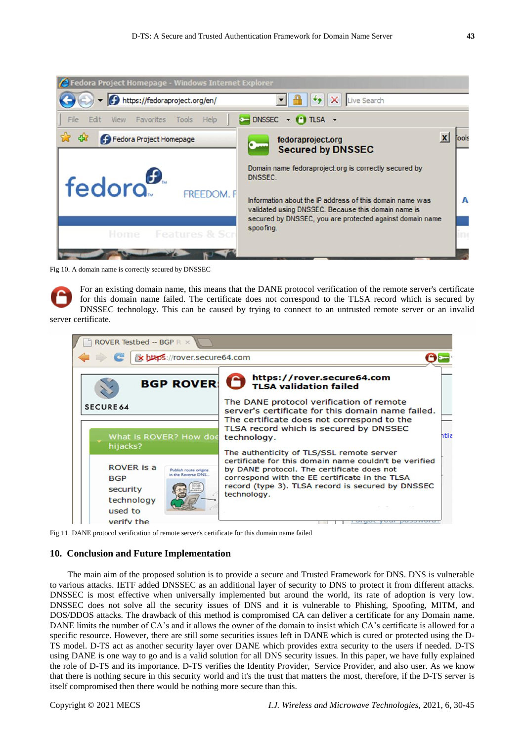Fig 10. A domain name is correctly secured by DNSSEC

For an existing domain name, this means that the DANE protocol verification of the remote server's certificate for this domain name failed. The certificate does not correspond to the TLSA record which is secured by DNSSEC technology. This can be caused by trying to connect to an untrusted remote server or an invalid server certificate.

Fig 11. DANE protocol verification of remote server's certificate for this domain name failed

## 10. Conclusion and Future Implementation

The main aim of the proposed solution is to provide a secure and Trusted Framework for DNS. DNS is vulnerable to various attacks. IETF added DNSSEC as an additional layer of security to DNS to protect it from different attacks. DNSSEC is most effective when universally implemented but around the world, its rate of adoption is very low. DNSSEC does not solve all the security issues of DNS and it is vulnerable to Phishing, Spoofing, MITM, and DOS/DDOS attacks. The drawback of this method is compromised CA can deliver a certificate for any Domain name. DANE limits the number of CA's and it allows the owner of the domain to insist which CA's certificate is allowed for a specific resource. However, there are still some securities issues left in DANE which is cured or protected using the D-TS model. D-TS act as another security layer over DANE which provides extra security to the users if needed. D-TS using DANE is one way to go and is a valid solution for all DNS security issues. In this paper, we have fully explained the role of D-TS and its importance. D-TS verifies the Identity Provider, Service Provider, and also user. As we know that there is nothing secure in this security world and it's the trust that matters the most, therefore, if the D-TS server is itself compromised then there would be nothing more secure than this.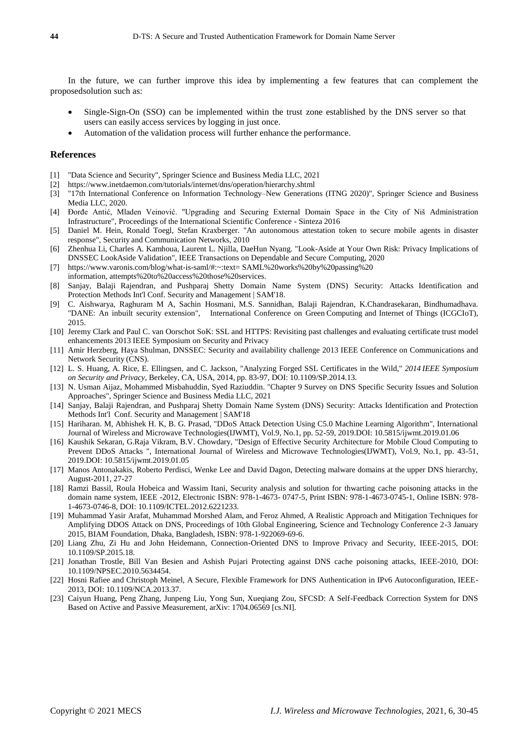In the future, we can further improve this idea by implementing a few features that can complement the proposedsolution such as:

- Single-Sign-On (SSO) can be implemented within the trust zone established by the DNS server so that users can easily access services by logging in just once.
- Automation of the validation process will further enhance the performance.

## References

[1] "Data Science and Security", Springer Science and Business Media LLC, 2021

[2] https://www.inetdaemon.com/tutorials/internet/dns/operation/hierarchy.shtml

[3] "17th International Conference on Information Technology–New Generations (ITNG 2020)", Springer Science and Business Media LLC, 2020.

[4] Đorđe Antić, Mladen Veinović. "Upgrading and Securing External Domain Space in the City of Niš Administration Infrastructure", Proceedings of the International Scientific Conference - Sinteza 2016

[5] Daniel M. Hein, Ronald Toegl, Stefan Kraxberger. "An autonomous attestation token to secure mobile agents in disaster response", Security and Communication Networks, 2010

[6] Zhenhua Li, Charles A. Kamhoua, Laurent L. Njilla, DaeHun Nyang. "Look-Aside at Your Own Risk: Privacy Implications of DNSSEC LookAside Validation", IEEE Transactions on Dependable and Secure Computing, 2020

[7] https://www.varonis.com/blog/what-is-saml/#:~:text= SAML%20works%20by%20passing%20 information, attempts%20to%20access%20those%20services.

[8] Sanjay, Balaji Rajendran, and Pushparaj Shetty Domain Name System (DNS) Security: Attacks Identification and Protection Methods Int'l Conf. Security and Management | SAM'18.

[9] C. Aishwarya, Raghuram M A, Sachin Hosmani, M.S. Sannidhan, Balaji Rajendran, K.Chandrasekaran, Bindhumadhava. "DANE: An inbuilt security extension", International Conference on Green Computing and Internet of Things (ICGCIoT), 2015.

[10] Jeremy Clark and Paul C. van Oorschot SoK: SSL and HTTPS: Revisiting past challenges and evaluating certificate trust model enhancements 2013 IEEE Symposium on Security and Privacy

[11] Amir Herzberg, Haya Shulman, DNSSEC: Security and availability challenge 2013 IEEE Conference on Communications and Network Security (CNS).

[12] L. S. Huang, A. Rice, E. Ellingsen, and C. Jackson, "Analyzing Forged SSL Certificates in the Wild," *2014 IEEE Symposium on Security and Privacy*, Berkeley, CA, USA, 2014, pp. 83-97, DOI: 10.1109/SP.2014.13.

[13] N. Usman Aijaz, Mohammed Misbahuddin, Syed Raziuddin. "Chapter 9 Survey on DNS Specific Security Issues and Solution Approaches", Springer Science and Business Media LLC, 2021

[14] Sanjay, Balaji Rajendran, and Pushparaj Shetty Domain Name System (DNS) Security: Attacks Identification and Protection Methods Int'l Conf. Security and Management | SAM'18

[15] Hariharan. M, Abhishek H. K, B. G. Prasad, "DDoS Attack Detection Using C5.0 Machine Learning Algorithm", International Journal of Wireless and Microwave Technologies(IJWMT), Vol.9, No.1, pp. 52-59, 2019.DOI: 10.5815/ijwmt.2019.01.06

[16] Kaushik Sekaran, G.Raja Vikram, B.V. Chowdary, "Design of Effective Security Architecture for Mobile Cloud Computing to Prevent DDoS Attacks ", International Journal of Wireless and Microwave Technologies(IJWMT), Vol.9, No.1, pp. 43-51, 2019.DOI: 10.5815/ijwmt.2019.01.05

[17] Manos Antonakakis, Roberto Perdisci, Wenke Lee and David Dagon, Detecting malware domains at the upper DNS hierarchy, August-2011, 27-27

[18] Ramzi Bassil, Roula Hobeica and Wassim Itani, Security analysis and solution for thwarting cache poisoning attacks in the domain name system, IEEE -2012, Electronic ISBN: 978-1-4673- 0747-5, Print ISBN: 978-1-4673-0745-1, Online ISBN: 978-1-4673-0746-8, DOI: 10.1109/ICTEL.2012.6221233.

[19] Muhammad Yasir Arafat, Muhammad Morshed Alam, and Feroz Ahmed, A Realistic Approach and Mitigation Techniques for Amplifying DDOS Attack on DNS, Proceedings of 10th Global Engineering, Science and Technology Conference 2-3 January 2015, BIAM Foundation, Dhaka, Bangladesh, ISBN: 978-1-922069-69-6.

[20] Liang Zhu, Zi Hu and John Heidemann, Connection-Oriented DNS to Improve Privacy and Security, IEEE-2015, DOI: 10.1109/SP.2015.18.

[21] Jonathan Trostle, Bill Van Besien and Ashish Pujari Protecting against DNS cache poisoning attacks, IEEE-2010, DOI: 10.1109/NPSEC.2010.5634454.

[22] Hosni Rafiee and Christoph Meinel, A Secure, Flexible Framework for DNS Authentication in IPv6 Autoconfiguration, IEEE-2013, DOI: 10.1109/NCA.2013.37.

[23] Caiyun Huang, Peng Zhang, Junpeng Liu, Yong Sun, Xueqiang Zou, SFCSD: A Self-Feedback Correction System for DNS Based on Active and Passive Measurement, arXiv: 1704.06569 [cs.NI].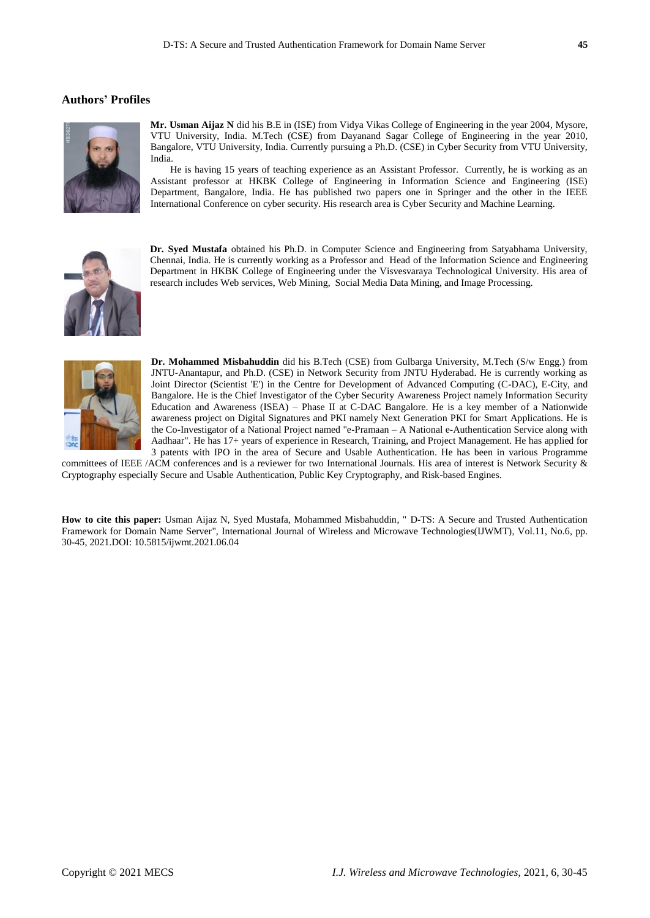## Authors' Profiles

**Mr. Usman Aijaz N** did his B.E in (ISE) from Vidya Vikas College of Engineering in the year 2004, Mysore, VTU University, India. M.Tech (CSE) from Dayanand Sagar College of Engineering in the year 2010, Bangalore, VTU University, India. Currently pursuing a Ph.D. (CSE) in Cyber Security from VTU University, India.

He is having 15 years of teaching experience as an Assistant Professor. Currently, he is working as an Assistant professor at HKBK College of Engineering in Information Science and Engineering (ISE) Department, Bangalore, India. He has published two papers one in Springer and the other in the IEEE International Conference on cyber security. His research area is Cyber Security and Machine Learning.

**Dr. Syed Mustafa** obtained his Ph.D. in Computer Science and Engineering from Satyabhama University, Chennai, India. He is currently working as a Professor and Head of the Information Science and Engineering Department in HKBK College of Engineering under the Visvesvaraya Technological University. His area of research includes Web services, Web Mining, Social Media Data Mining, and Image Processing.

**Dr. Mohammed Misbahuddin** did his B.Tech (CSE) from Gulbarga University, M.Tech (S/w Engg.) from JNTU-Anantapur, and Ph.D. (CSE) in Network Security from JNTU Hyderabad. He is currently working as Joint Director (Scientist 'E') in the Centre for Development of Advanced Computing (C-DAC), E-City, and Bangalore. He is the Chief Investigator of the Cyber Security Awareness Project namely Information Security Education and Awareness (ISEA) – Phase II at C-DAC Bangalore. He is a key member of a Nationwide awareness project on Digital Signatures and PKI namely Next Generation PKI for Smart Applications. He is the Co-Investigator of a National Project named "e-Pramaan – A National e-Authentication Service along with Aadhaar". He has 17+ years of experience in Research, Training, and Project Management. He has applied for 3 patents with IPO in the area of Secure and Usable Authentication. He has been in various Programme committees of IEEE /ACM conferences and is a reviewer for two International Journals. His area of interest is Network Security & Cryptography especially Secure and Usable Authentication, Public Key Cryptography, and Risk-based Engines.

**How to cite this paper:** Usman Aijaz N, Syed Mustafa, Mohammed Misbahuddin, " D-TS: A Secure and Trusted Authentication Framework for Domain Name Server", International Journal of Wireless and Microwave Technologies(IJWMT), Vol.11, No.6, pp. 30-45, 2021.DOI: 10.5815/ijwmt.2021.06.04